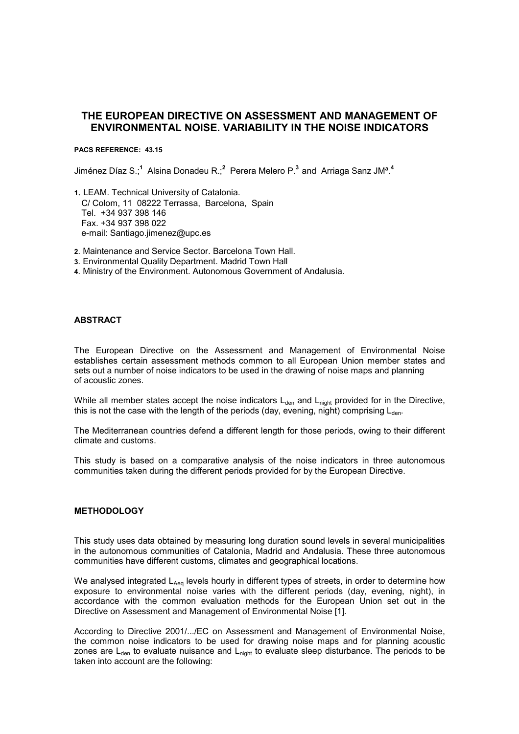# THE EUROPEAN DIRECTIVE ON ASSESSMENT AND MANAGEMENT OF ENVIRONMENTAL NOISE. VARIABILITY IN THE NOISE INDICATORS

**PACS REFERENCE: 43.15**

Jiménez Díaz S.;[1] Alsina Donadeu R.;[2] Perera Melero P.[3] and Arriaga Sanz JMª.[4]

1. LEAM. Technical University of Catalonia.
   C/ Colom, 11 08222 Terrassa, Barcelona, Spain
   Tel. +34 937 398 146
   Fax. +34 937 398 022
   e-mail: Santiago.jimenez@upc.es

2. Maintenance and Service Sector. Barcelona Town Hall.
3. Environmental Quality Department. Madrid Town Hall
4. Ministry of the Environment. Autonomous Government of Andalusia.

## ABSTRACT

The European Directive on the Assessment and Management of Environmental Noise establishes certain assessment methods common to all European Union member states and sets out a number of noise indicators to be used in the drawing of noise maps and planning of acoustic zones.

While all member states accept the noise indicators $L_{den}$ and $L_{night}$ provided for in the Directive, this is not the case with the length of the periods (day, evening, night) comprising $L_{den}$.

The Mediterranean countries defend a different length for those periods, owing to their different climate and customs.

This study is based on a comparative analysis of the noise indicators in three autonomous communities taken during the different periods provided for by the European Directive.

## METHODOLOGY

This study uses data obtained by measuring long duration sound levels in several municipalities in the autonomous communities of Catalonia, Madrid and Andalusia. These three autonomous communities have different customs, climates and geographical locations.

We analysed integrated $L_{Aeq}$ levels hourly in different types of streets, in order to determine how exposure to environmental noise varies with the different periods (day, evening, night), in accordance with the common evaluation methods for the European Union set out in the Directive on Assessment and Management of Environmental Noise [1].

According to Directive 2001/.../EC on Assessment and Management of Environmental Noise, the common noise indicators to be used for drawing noise maps and for planning acoustic zones are $L_{den}$ to evaluate nuisance and $L_{night}$ to evaluate sleep disturbance. The periods to be taken into account are the following: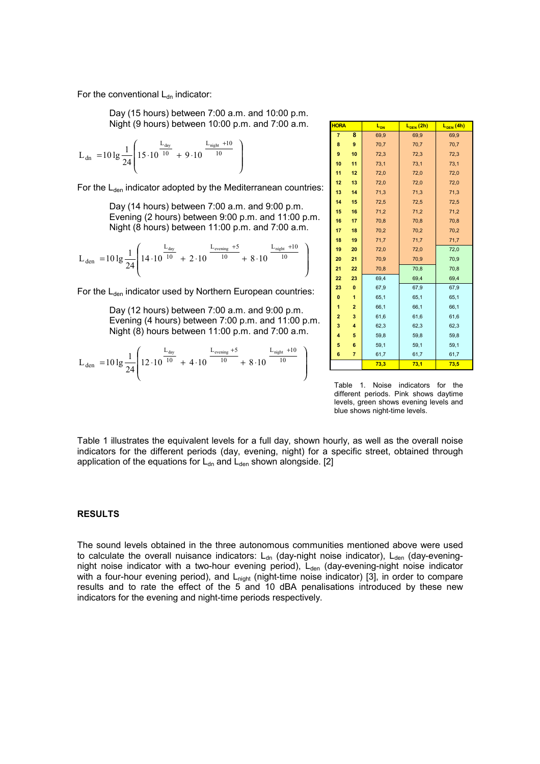For the conventional $L_{dn}$ indicator:

Day (15 hours) between 7:00 a.m. and 10:00 p.m.
Night (9 hours) between 10:00 p.m. and 7:00 a.m.

$$L_{dn} = 10\lg\frac{1}{24}\left(15\cdot 10^{\frac{L_{day}}{10}} + 9\cdot 10^{\frac{L_{night}+10}{10}}\right)$$

For the $L_{den}$ indicator adopted by the Mediterranean countries:

Day (14 hours) between 7:00 a.m. and 9:00 p.m.
Evening (2 hours) between 9:00 p.m. and 11:00 p.m.
Night (8 hours) between 11:00 p.m. and 7:00 a.m.

$$L_{den} = 10\lg\frac{1}{24}\left(14\cdot 10^{\frac{L_{day}}{10}} + 2\cdot 10^{\frac{L_{evening}+5}{10}} + 8\cdot 10^{\frac{L_{night}+10}{10}}\right)$$

For the $L_{den}$ indicator used by Northern European countries:

Day (12 hours) between 7:00 a.m. and 9:00 p.m.
Evening (4 hours) between 7:00 p.m. and 11:00 p.m.
Night (8) hours between 11:00 p.m. and 7:00 a.m.

$$L_{den} = 10\lg\frac{1}{24}\left(12\cdot 10^{\frac{L_{day}}{10}} + 4\cdot 10^{\frac{L_{evening}+5}{10}} + 8\cdot 10^{\frac{L_{night}+10}{10}}\right)$$

| HORA | | $L_{DN}$ | $L_{DEN}$ (2h) | $L_{DEN}$ (4h) |
|---|---|---|---|---|
| 7 | 8 | 69,9 | 69,9 | 69,9 |
| 8 | 9 | 70,7 | 70,7 | 70,7 |
| 9 | 10 | 72,3 | 72,3 | 72,3 |
| 10 | 11 | 73,1 | 73,1 | 73,1 |
| 11 | 12 | 72,0 | 72,0 | 72,0 |
| 12 | 13 | 72,0 | 72,0 | 72,0 |
| 13 | 14 | 71,3 | 71,3 | 71,3 |
| 14 | 15 | 72,5 | 72,5 | 72,5 |
| 15 | 16 | 71,2 | 71,2 | 71,2 |
| 16 | 17 | 70,8 | 70,8 | 70,8 |
| 17 | 18 | 70,2 | 70,2 | 70,2 |
| 18 | 19 | 71,7 | 71,7 | 71,7 |
| 19 | 20 | 72,0 | 72,0 | 72,0 |
| 20 | 21 | 70,9 | 70,9 | 70,9 |
| 21 | 22 | 70,8 | 70,8 | 70,8 |
| 22 | 23 | 69,4 | 69,4 | 69,4 |
| 23 | 0 | 67,9 | 67,9 | 67,9 |
| 0 | 1 | 65,1 | 65,1 | 65,1 |
| 1 | 2 | 66,1 | 66,1 | 66,1 |
| 2 | 3 | 61,6 | 61,6 | 61,6 |
| 3 | 4 | 62,3 | 62,3 | 62,3 |
| 4 | 5 | 59,8 | 59,8 | 59,8 |
| 5 | 6 | 59,1 | 59,1 | 59,1 |
| 6 | 7 | 61,7 | 61,7 | 61,7 |
| | | 73,3 | 73,1 | 73,5 |

Table 1. Noise indicators for the different periods. Pink shows daytime levels, green shows evening levels and blue shows night-time levels.

Table 1 illustrates the equivalent levels for a full day, shown hourly, as well as the overall noise indicators for the different periods (day, evening, night) for a specific street, obtained through application of the equations for $L_{dn}$ and $L_{den}$ shown alongside. [2]

## RESULTS

The sound levels obtained in the three autonomous communities mentioned above were used to calculate the overall nuisance indicators: $L_{dn}$ (day-night noise indicator), $L_{den}$ (day-evening-night noise indicator with a two-hour evening period), $L_{den}$ (day-evening-night noise indicator with a four-hour evening period), and $L_{night}$ (night-time noise indicator) [3], in order to compare results and to rate the effect of the 5 and 10 dBA penalisations introduced by these new indicators for the evening and night-time periods respectively.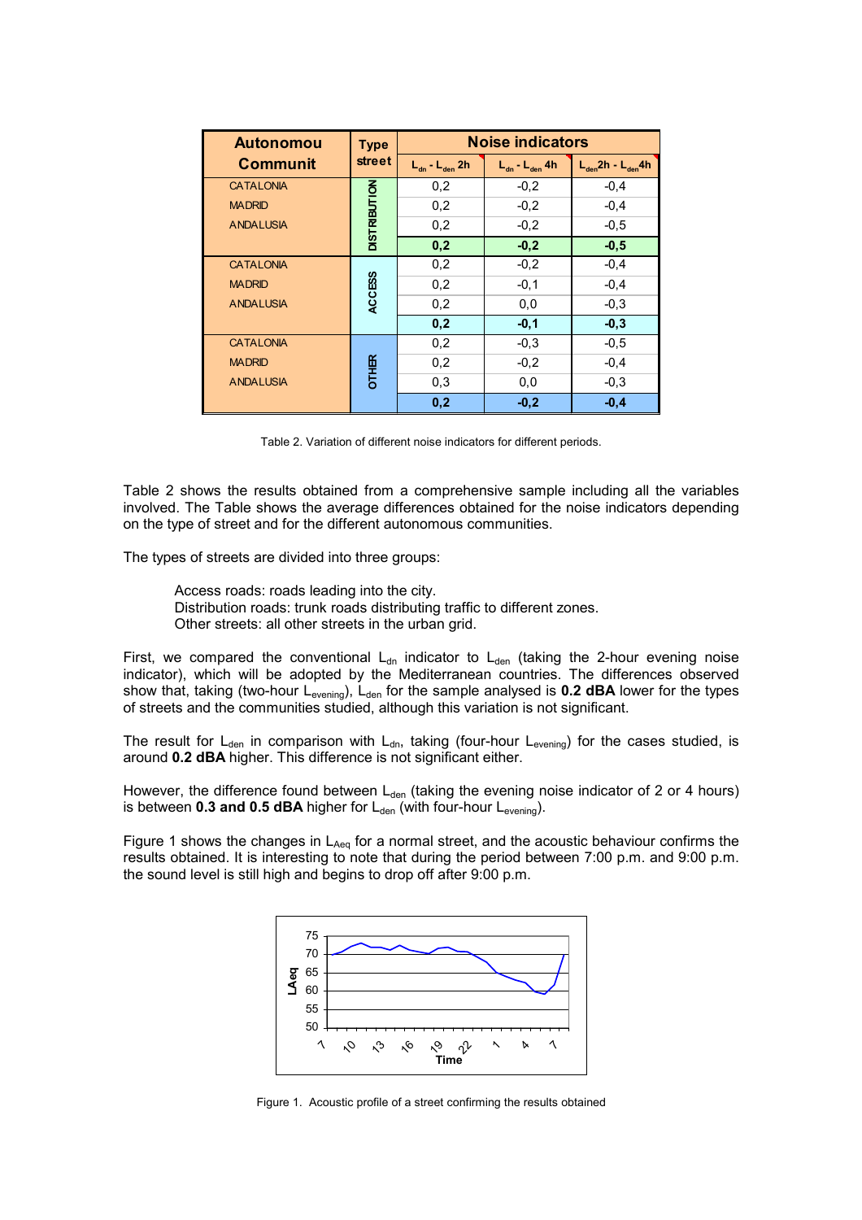| Autonomou Communit | Type street | Noise indicators | | |
|---|---|---|---|---|
| | | $L_{dn}$ - $L_{den}$ 2h | $L_{dn}$ - $L_{den}$ 4h | $L_{den}$2h - $L_{den}$4h |
| CATALONIA | DISTRIBUTION | 0,2 | -0,2 | -0,4 |
| MADRID | | 0,2 | -0,2 | -0,4 |
| ANDALUSIA | | 0,2 | -0,2 | -0,5 |
| | | **0,2** | **-0,2** | **-0,5** |
| CATALONIA | ACCESS | 0,2 | -0,2 | -0,4 |
| MADRID | | 0,2 | -0,1 | -0,4 |
| ANDALUSIA | | 0,2 | 0,0 | -0,3 |
| | | **0,2** | **-0,1** | **-0,3** |
| CATALONIA | OTHER | 0,2 | -0,3 | -0,5 |
| MADRID | | 0,2 | -0,2 | -0,4 |
| ANDALUSIA | | 0,3 | 0,0 | -0,3 |
| | | **0,2** | **-0,2** | **-0,4** |

Table 2. Variation of different noise indicators for different periods.

Table 2 shows the results obtained from a comprehensive sample including all the variables involved. The Table shows the average differences obtained for the noise indicators depending on the type of street and for the different autonomous communities.

The types of streets are divided into three groups:

> Access roads: roads leading into the city.
> Distribution roads: trunk roads distributing traffic to different zones.
> Other streets: all other streets in the urban grid.

First, we compared the conventional $L_{dn}$ indicator to $L_{den}$ (taking the 2-hour evening noise indicator), which will be adopted by the Mediterranean countries. The differences observed show that, taking (two-hour $L_{evening}$), $L_{den}$ for the sample analysed is **0.2 dBA** lower for the types of streets and the communities studied, although this variation is not significant.

The result for $L_{den}$ in comparison with $L_{dn}$, taking (four-hour $L_{evening}$) for the cases studied, is around **0.2 dBA** higher. This difference is not significant either.

However, the difference found between $L_{den}$ (taking the evening noise indicator of 2 or 4 hours) is between **0.3 and 0.5 dBA** higher for $L_{den}$ (with four-hour $L_{evening}$).

Figure 1 shows the changes in $L_{Aeq}$ for a normal street, and the acoustic behaviour confirms the results obtained. It is interesting to note that during the period between 7:00 p.m. and 9:00 p.m. the sound level is still high and begins to drop off after 9:00 p.m.

Figure 1. Acoustic profile of a street confirming the results obtained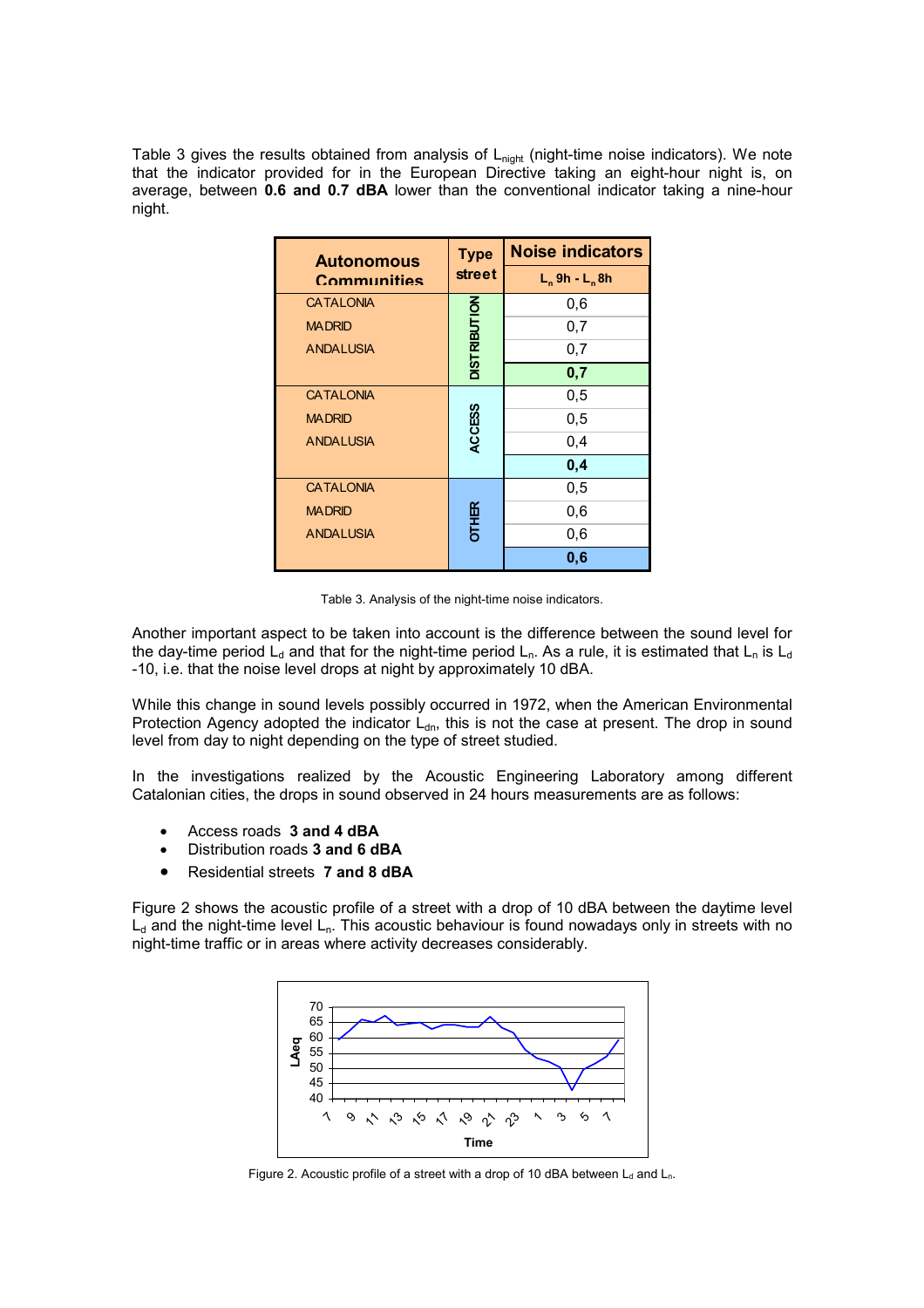Table 3 gives the results obtained from analysis of $L_{night}$ (night-time noise indicators). We note that the indicator provided for in the European Directive taking an eight-hour night is, on average, between **0.6 and 0.7 dBA** lower than the conventional indicator taking a nine-hour night.

| Autonomous Communities | Type street | Noise indicators |
|---|---|---|
| | | $L_n$ 9h - $L_n$ 8h |
| CATALONIA | DISTRIBUTION | 0,6 |
| MADRID | DISTRIBUTION | 0,7 |
| ANDALUSIA | DISTRIBUTION | 0,7 |
| | DISTRIBUTION | **0,7** |
| CATALONIA | ACCESS | 0,5 |
| MADRID | ACCESS | 0,5 |
| ANDALUSIA | ACCESS | 0,4 |
| | ACCESS | **0,4** |
| CATALONIA | OTHER | 0,5 |
| MADRID | OTHER | 0,6 |
| ANDALUSIA | OTHER | 0,6 |
| | OTHER | **0,6** |

Table 3. Analysis of the night-time noise indicators.

Another important aspect to be taken into account is the difference between the sound level for the day-time period $L_d$ and that for the night-time period $L_n$. As a rule, it is estimated that $L_n$ is $L_d$ -10, i.e. that the noise level drops at night by approximately 10 dBA.

While this change in sound levels possibly occurred in 1972, when the American Environmental Protection Agency adopted the indicator $L_{dn}$, this is not the case at present. The drop in sound level from day to night depending on the type of street studied.

In the investigations realized by the Acoustic Engineering Laboratory among different Catalonian cities, the drops in sound observed in 24 hours measurements are as follows:

- Access roads **3 and 4 dBA**
- Distribution roads **3 and 6 dBA**
- Residential streets **7 and 8 dBA**

Figure 2 shows the acoustic profile of a street with a drop of 10 dBA between the daytime level $L_d$ and the night-time level $L_n$. This acoustic behaviour is found nowadays only in streets with no night-time traffic or in areas where activity decreases considerably.

Figure 2. Acoustic profile of a street with a drop of 10 dBA between $L_d$ and $L_n$.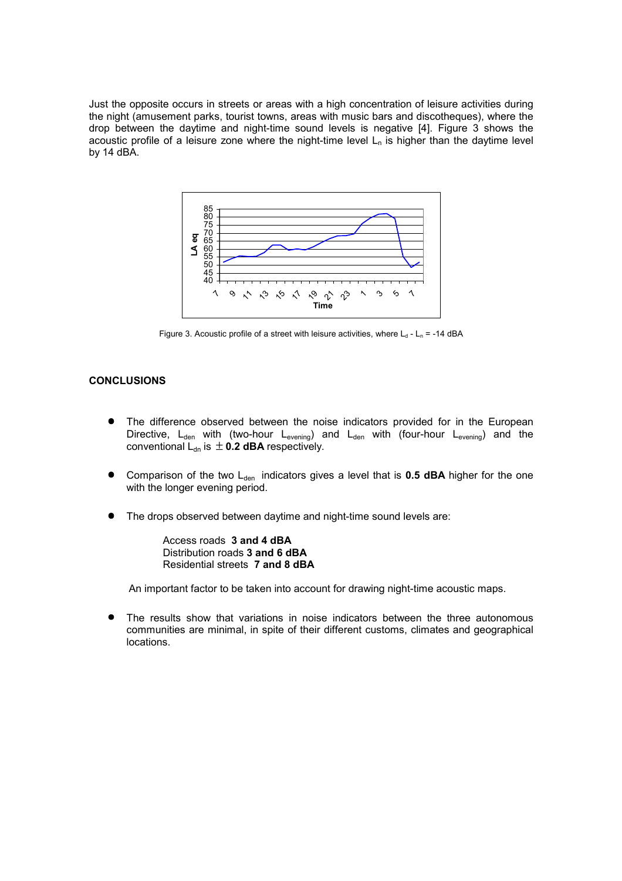Just the opposite occurs in streets or areas with a high concentration of leisure activities during the night (amusement parks, tourist towns, areas with music bars and discotheques), where the drop between the daytime and night-time sound levels is negative [4]. Figure 3 shows the acoustic profile of a leisure zone where the night-time level $L_n$ is higher than the daytime level by 14 dBA.

Figure 3. Acoustic profile of a street with leisure activities, where $L_d$ - $L_n$ = -14 dBA

**CONCLUSIONS**

- The difference observed between the noise indicators provided for in the European Directive, $L_{den}$ with (two-hour $L_{evening}$) and $L_{den}$ with (four-hour $L_{evening}$) and the conventional $L_{dn}$ is $\pm$ **0.2 dBA** respectively.

- Comparison of the two $L_{den}$ indicators gives a level that is **0.5 dBA** higher for the one with the longer evening period.

- The drops observed between daytime and night-time sound levels are:

  Access roads **3 and 4 dBA**
  Distribution roads **3 and 6 dBA**
  Residential streets **7 and 8 dBA**

  An important factor to be taken into account for drawing night-time acoustic maps.

- The results show that variations in noise indicators between the three autonomous communities are minimal, in spite of their different customs, climates and geographical locations.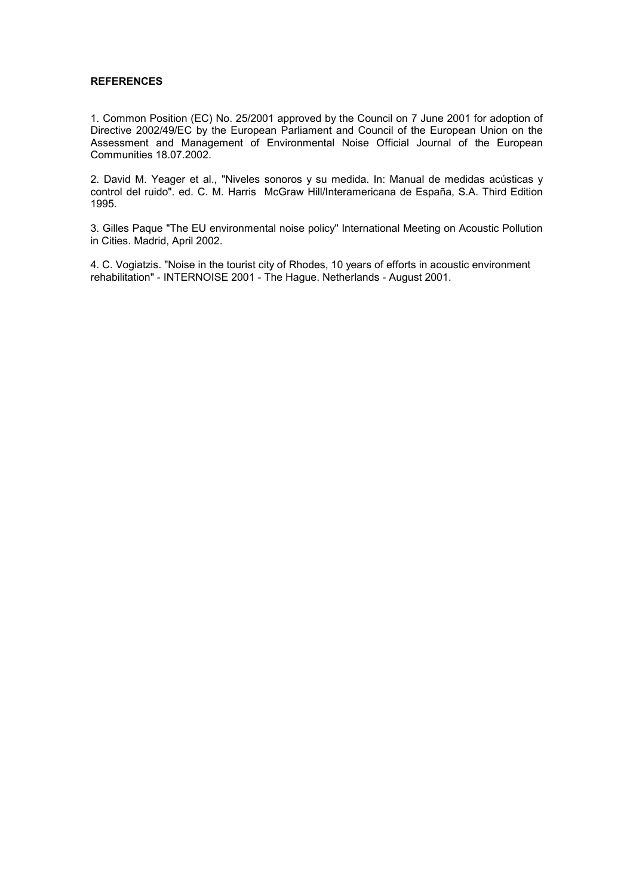**REFERENCES**

1. Common Position (EC) No. 25/2001 approved by the Council on 7 June 2001 for adoption of Directive 2002/49/EC by the European Parliament and Council of the European Union on the Assessment and Management of Environmental Noise Official Journal of the European Communities 18.07.2002.

2. David M. Yeager et al., "Niveles sonoros y su medida. In: Manual de medidas acústicas y control del ruido". ed. C. M. Harris McGraw Hill/Interamericana de España, S.A. Third Edition 1995.

3. Gilles Paque "The EU environmental noise policy" International Meeting on Acoustic Pollution in Cities. Madrid, April 2002.

4. C. Vogiatzis. "Noise in the tourist city of Rhodes, 10 years of efforts in acoustic environment rehabilitation" - INTERNOISE 2001 - The Hague. Netherlands - August 2001.